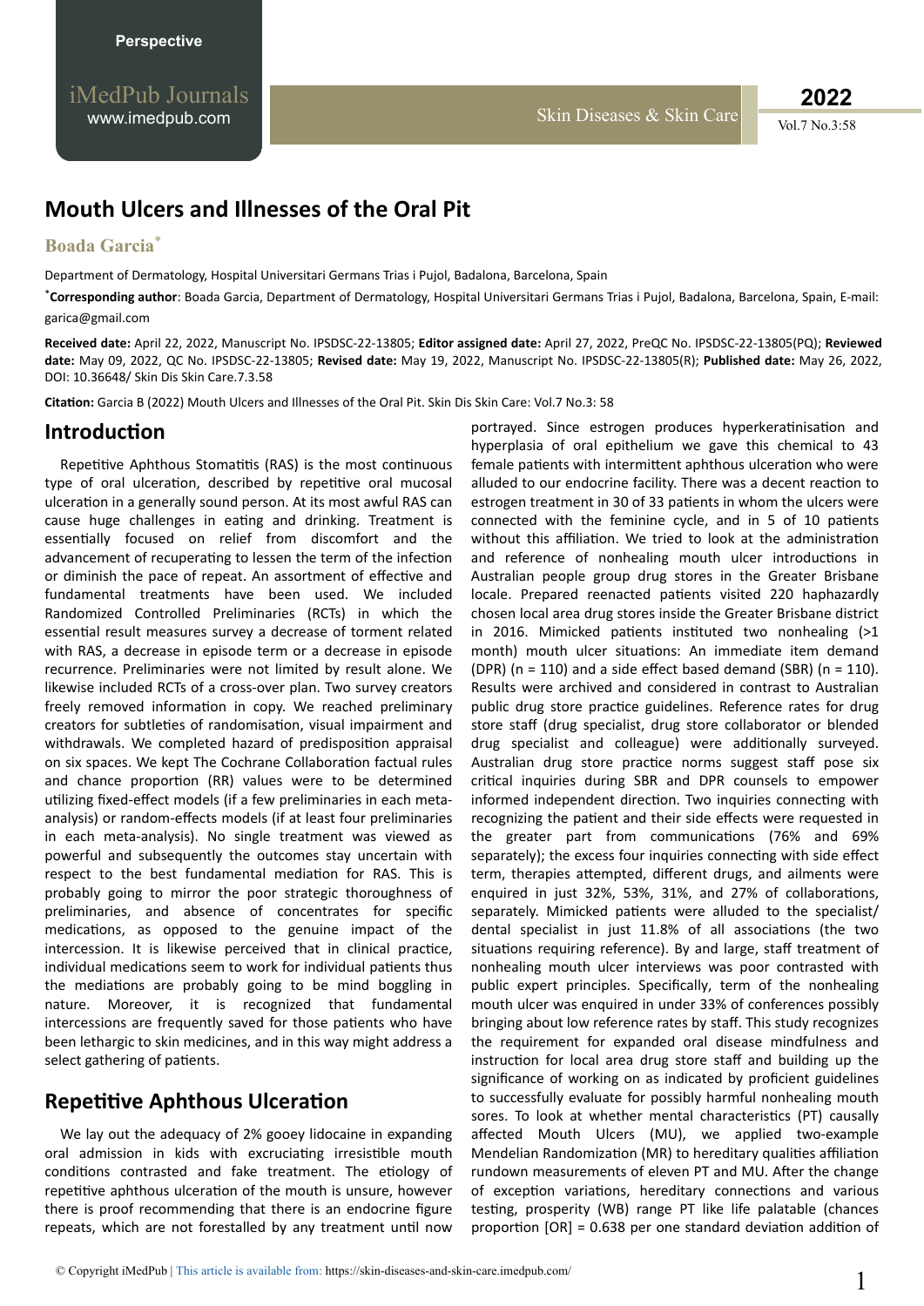Perspective

# Mouth Ulcers and Illnesses of the Oral Pit

**Boada Garcia***

Department of Dermatology, Hospital Universitari Germans Trias i Pujol, Badalona, Barcelona, Spain

***Corresponding author**: Boada Garcia, Department of Dermatology, Hospital Universitari Germans Trias i Pujol, Badalona, Barcelona, Spain, E-mail: garica@gmail.com

**Received date:** April 22, 2022, Manuscript No. IPSDSC-22-13805; **Editor assigned date:** April 27, 2022, PreQC No. IPSDSC-22-13805(PQ); **Reviewed date:** May 09, 2022, QC No. IPSDSC-22-13805; **Revised date:** May 19, 2022, Manuscript No. IPSDSC-22-13805(R); **Published date:** May 26, 2022, DOI: 10.36648/ Skin Dis Skin Care.7.3.58

**Citation:** Garcia B (2022) Mouth Ulcers and Illnesses of the Oral Pit. Skin Dis Skin Care: Vol.7 No.3: 58

## Introduction

Repetitive Aphthous Stomatitis (RAS) is the most continuous type of oral ulceration, described by repetitive oral mucosal ulceration in a generally sound person. At its most awful RAS can cause huge challenges in eating and drinking. Treatment is essentially focused on relief from discomfort and the advancement of recuperating to lessen the term of the infection or diminish the pace of repeat. An assortment of effective and fundamental treatments have been used. We included Randomized Controlled Preliminaries (RCTs) in which the essential result measures survey a decrease of torment related with RAS, a decrease in episode term or a decrease in episode recurrence. Preliminaries were not limited by result alone. We likewise included RCTs of a cross-over plan. Two survey creators freely removed information in copy. We reached preliminary creators for subtleties of randomisation, visual impairment and withdrawals. We completed hazard of predisposition appraisal on six spaces. We kept The Cochrane Collaboration factual rules and chance proportion (RR) values were to be determined utilizing fixed-effect models (if a few preliminaries in each meta-analysis) or random-effects models (if at least four preliminaries in each meta-analysis). No single treatment was viewed as powerful and subsequently the outcomes stay uncertain with respect to the best fundamental mediation for RAS. This is probably going to mirror the poor strategic thoroughness of preliminaries, and absence of concentrates for specific medications, as opposed to the genuine impact of the intercession. It is likewise perceived that in clinical practice, individual medications seem to work for individual patients thus the mediations are probably going to be mind boggling in nature. Moreover, it is recognized that fundamental intercessions are frequently saved for those patients who have been lethargic to skin medicines, and in this way might address a select gathering of patients.

## Repetitive Aphthous Ulceration

We lay out the adequacy of 2% gooey lidocaine in expanding oral admission in kids with excruciating irresistible mouth conditions contrasted and fake treatment. The etiology of repetitive aphthous ulceration of the mouth is unsure, however there is proof recommending that there is an endocrine figure repeats, which are not forestalled by any treatment until now portrayed. Since estrogen produces hyperkeratinisation and hyperplasia of oral epithelium we gave this chemical to 43 female patients with intermittent aphthous ulceration who were alluded to our endocrine facility. There was a decent reaction to estrogen treatment in 30 of 33 patients in whom the ulcers were connected with the feminine cycle, and in 5 of 10 patients without this affiliation. We tried to look at the attention and reference of nonhealing mouth ulcer introductions in Australian people group drug stores in the Greater Brisbane locale. Prepared reenacted patients visited 220 haphazardly chosen local area drug stores inside the Greater Brisbane district in 2016. Mimicked patients instituted two nonhealing (>1 month) mouth ulcer situations: An immediate item demand (DPR) (n = 110) and a side effect based demand (SBR) (n = 110). Results were archived and considered in contrast to Australian public drug store practice guidelines. Reference rates for drug store staff (drug specialist, drug store collaborator or blended drug specialist and colleague) were additionally surveyed. Australian drug store practice norms suggest staff pose six critical inquiries during SBR and DPR counsels to empower informed independent direction. Two inquiries connecting with recognizing the patient and their side effects were requested in the greater part from communications (76% and 69% separately); the excess four inquiries connecting with side effect term, therapies attempted, different drugs, and ailments were enquired in just 32%, 53%, 31%, and 27% of collaborations, separately. Mimicked patients were alluded to the specialist/ dental specialist in just 11.8% of all associations (the two situations requiring reference). By and large, staff treatment of nonhealing mouth ulcer interviews was poor contrasted with public expert principles. Specifically, term of the nonhealing mouth ulcer was enquired in under 33% of conferences possibly bringing about low reference rates by staff. This study recognizes the requirement for expanded oral disease mindfulness and instruction for local area drug store staff and building up the significance of working on as indicated by proficient guidelines to successfully evaluate for possibly harmful nonhealing mouth sores. To look at whether mental characteristics (PT) causally affected Mouth Ulcers (MU), we applied two-example Mendelian Randomization (MR) to hereditary qualities affiliation rundown measurements of eleven PT and MU. After the change of exception variations, hereditary connections and various testing, prosperity (WB) range PT like life palatable (chances proportion [OR] = 0.638 per one standard deviation addition of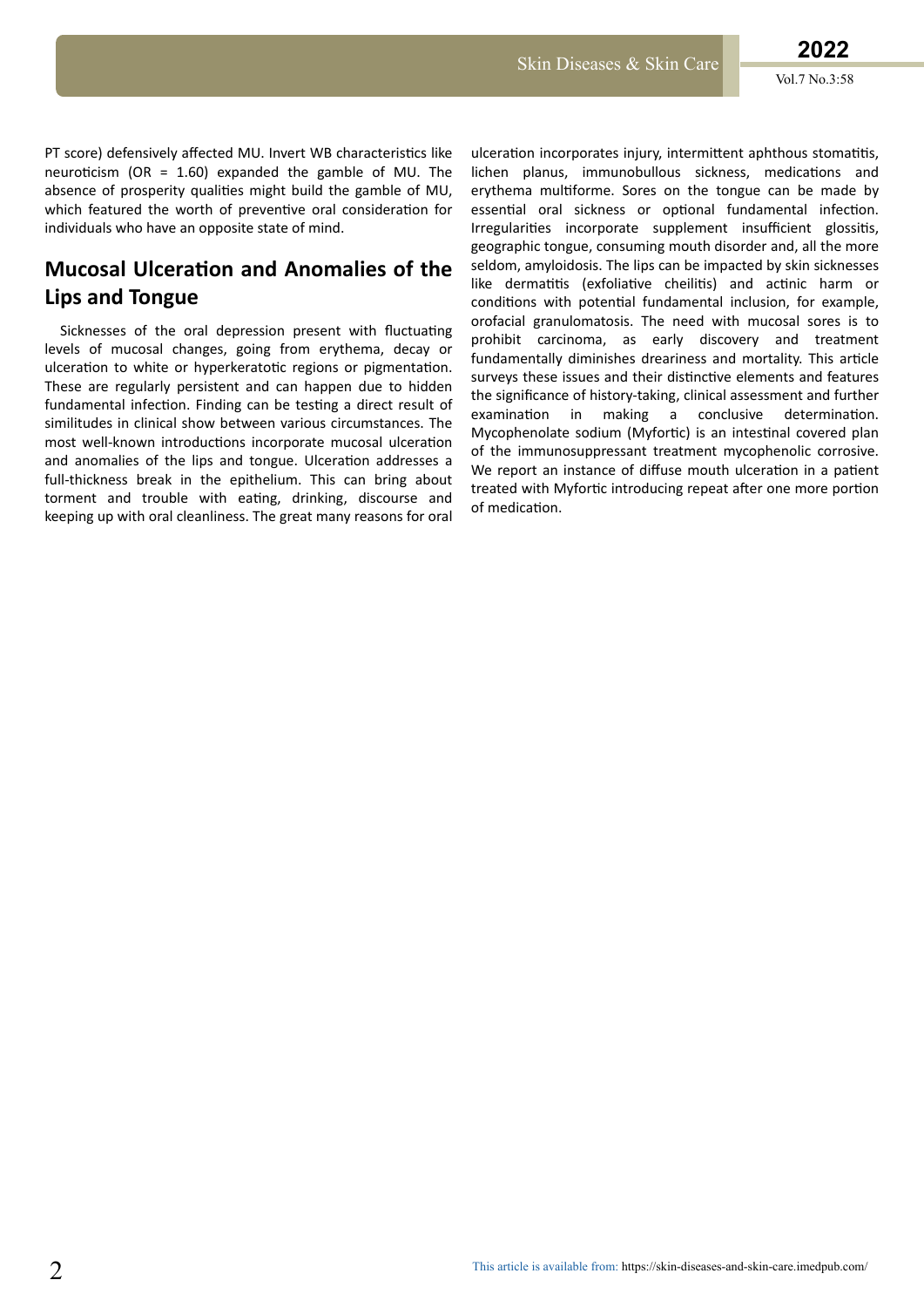PT score) defensively affected MU. Invert WB characteristics like neuroticism (OR = 1.60) expanded the gamble of MU. The absence of prosperity qualities might build the gamble of MU, which featured the worth of preventive oral consideration for individuals who have an opposite state of mind.

## Mucosal Ulceration and Anomalies of the Lips and Tongue

Sicknesses of the oral depression present with fluctuating levels of mucosal changes, going from erythema, decay or ulceration to white or hyperkeratotic regions or pigmentation. These are regularly persistent and can happen due to hidden fundamental infection. Finding can be testing a direct result of similitudes in clinical show between various circumstances. The most well-known introductions incorporate mucosal ulceration and anomalies of the lips and tongue. Ulceration addresses a full-thickness break in the epithelium. This can bring about torment and trouble with eating, drinking, discourse and keeping up with oral cleanliness. The great many reasons for oral ulceration incorporates injury, intermittent aphthous stomatitis, lichen planus, immunobullous sickness, medications and erythema multiforme. Sores on the tongue can be made by essential oral sickness or optional fundamental infection. Irregularities incorporate supplement insufficient glossitis, geographic tongue, consuming mouth disorder and, all the more seldom, amyloidosis. The lips can be impacted by skin sicknesses like dermatitis (exfoliative cheilitis) and actinic harm or conditions with potential fundamental inclusion, for example, orofacial granulomatosis. The need with mucosal sores is to prohibit carcinoma, as early discovery and treatment fundamentally diminishes dreariness and mortality. This article surveys these issues and their distinctive elements and features the significance of history-taking, clinical assessment and further examination in making a conclusive determination. Mycophenolate sodium (Myfortic) is an intestinal covered plan of the immunosuppressant treatment mycophenolic corrosive. We report an instance of diffuse mouth ulceration in a patient treated with Myfortic introducing repeat after one more portion of medication.